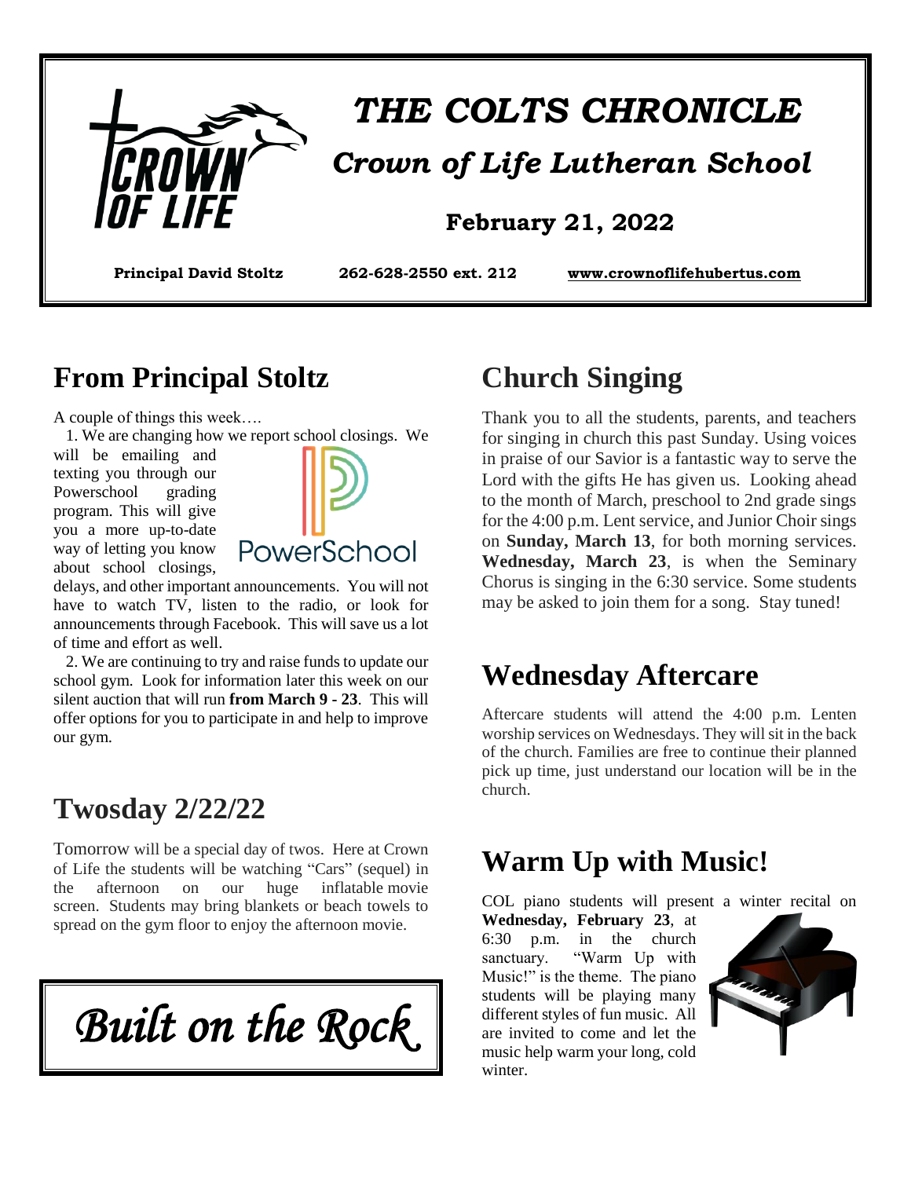# THE COLTS CHRONICLE

## Crown of Life Lutheran School

**February 21, 2022**

**Principal David Stoltz** **262-628-2550 ext. 212** **www.crownoflifehubertus.com**

## From Principal Stoltz

A couple of things this week….

1. We are changing how we report school closings. We will be emailing and texting you through our Powerschool grading program. This will give you a more up-to-date way of letting you know about school closings, delays, and other important announcements. You will not have to watch TV, listen to the radio, or look for announcements through Facebook. This will save us a lot of time and effort as well.

2. We are continuing to try and raise funds to update our school gym. Look for information later this week on our silent auction that will run **from March 9 - 23**. This will offer options for you to participate in and help to improve our gym.

## Twosday 2/22/22

Tomorrow will be a special day of twos. Here at Crown of Life the students will be watching "Cars" (sequel) in the afternoon on our huge inflatable movie screen. Students may bring blankets or beach towels to spread on the gym floor to enjoy the afternoon movie.

*Built on the Rock*

## Church Singing

Thank you to all the students, parents, and teachers for singing in church this past Sunday. Using voices in praise of our Savior is a fantastic way to serve the Lord with the gifts He has given us. Looking ahead to the month of March, preschool to 2nd grade sings for the 4:00 p.m. Lent service, and Junior Choir sings on **Sunday, March 13**, for both morning services. **Wednesday, March 23**, is when the Seminary Chorus is singing in the 6:30 service. Some students may be asked to join them for a song. Stay tuned!

## Wednesday Aftercare

Aftercare students will attend the 4:00 p.m. Lenten worship services on Wednesdays. They will sit in the back of the church. Families are free to continue their planned pick up time, just understand our location will be in the church.

## Warm Up with Music!

COL piano students will present a winter recital on **Wednesday, February 23**, at 6:30 p.m. in the church sanctuary. "Warm Up with Music!" is the theme. The piano students will be playing many different styles of fun music. All are invited to come and let the music help warm your long, cold winter.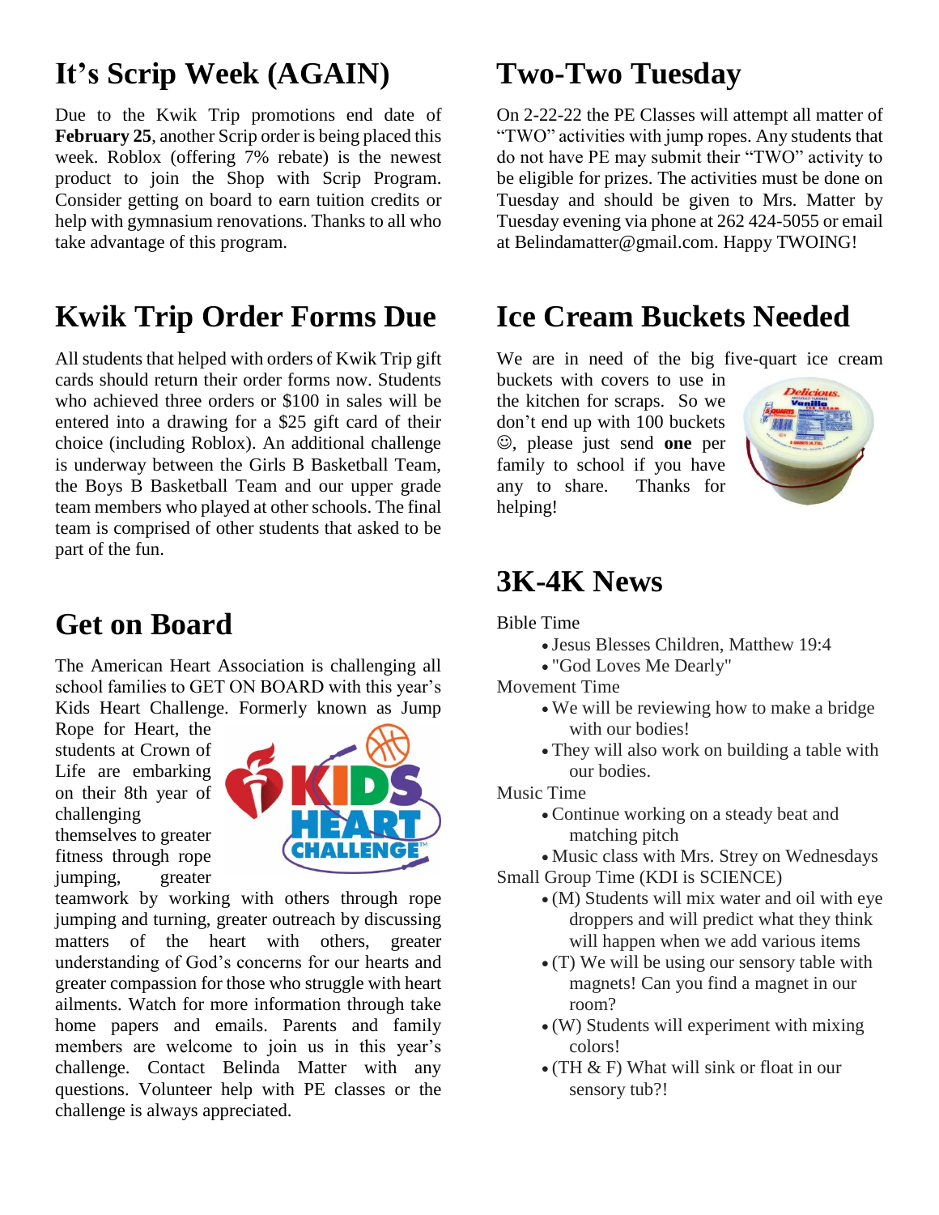## It's Scrip Week (AGAIN)

Due to the Kwik Trip promotions end date of **February 25**, another Scrip order is being placed this week. Roblox (offering 7% rebate) is the newest product to join the Shop with Scrip Program. Consider getting on board to earn tuition credits or help with gymnasium renovations. Thanks to all who take advantage of this program.

## Kwik Trip Order Forms Due

All students that helped with orders of Kwik Trip gift cards should return their order forms now. Students who achieved three orders or $100 in sales will be entered into a drawing for a $25 gift card of their choice (including Roblox). An additional challenge is underway between the Girls B Basketball Team, the Boys B Basketball Team and our upper grade team members who played at other schools. The final team is comprised of other students that asked to be part of the fun.

## Get on Board

The American Heart Association is challenging all school families to GET ON BOARD with this year's Kids Heart Challenge. Formerly known as Jump Rope for Heart, the students at Crown of Life are embarking on their 8th year of challenging themselves to greater fitness through rope jumping, greater teamwork by working with others through rope jumping and turning, greater outreach by discussing matters of the heart with others, greater understanding of God's concerns for our hearts and greater compassion for those who struggle with heart ailments. Watch for more information through take home papers and emails. Parents and family members are welcome to join us in this year's challenge. Contact Belinda Matter with any questions. Volunteer help with PE classes or the challenge is always appreciated.

## Two-Two Tuesday

On 2-22-22 the PE Classes will attempt all matter of "TWO" activities with jump ropes. Any students that do not have PE may submit their "TWO" activity to be eligible for prizes. The activities must be done on Tuesday and should be given to Mrs. Matter by Tuesday evening via phone at 262 424-5055 or email at Belindamatter@gmail.com. Happy TWOING!

## Ice Cream Buckets Needed

We are in need of the big five-quart ice cream buckets with covers to use in the kitchen for scraps. So we don't end up with 100 buckets ☺, please just send **one** per family to school if you have any to share. Thanks for helping!

## 3K-4K News

Bible Time

- Jesus Blesses Children, Matthew 19:4
- "God Loves Me Dearly"

Movement Time

- We will be reviewing how to make a bridge with our bodies!
- They will also work on building a table with our bodies.

Music Time

- Continue working on a steady beat and matching pitch
- Music class with Mrs. Strey on Wednesdays

Small Group Time (KDI is SCIENCE)

- (M) Students will mix water and oil with eye droppers and will predict what they think will happen when we add various items
- (T) We will be using our sensory table with magnets! Can you find a magnet in our room?
- (W) Students will experiment with mixing colors!
- (TH & F) What will sink or float in our sensory tub?!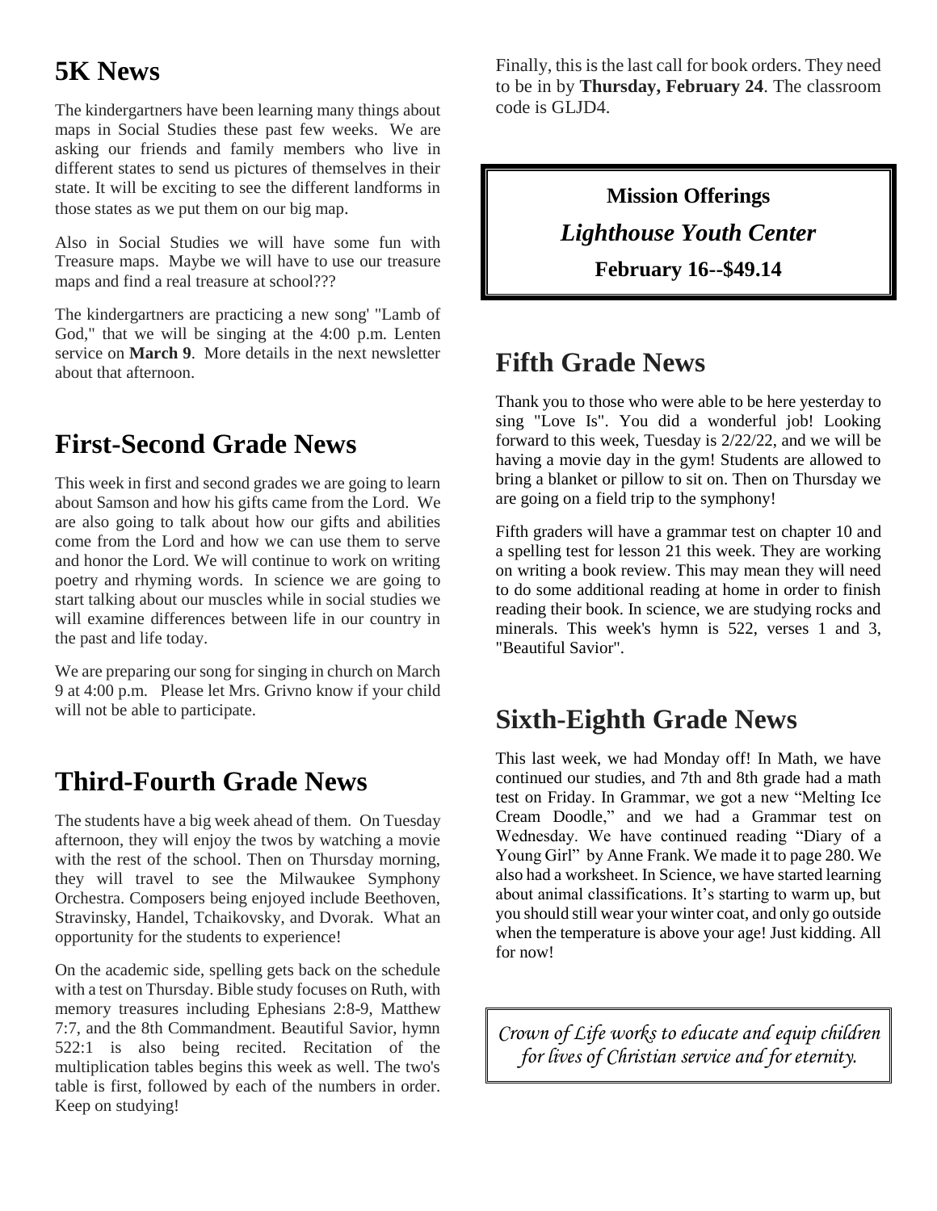## 5K News

The kindergartners have been learning many things about maps in Social Studies these past few weeks. We are asking our friends and family members who live in different states to send us pictures of themselves in their state. It will be exciting to see the different landforms in those states as we put them on our big map.

Also in Social Studies we will have some fun with Treasure maps. Maybe we will have to use our treasure maps and find a real treasure at school???

The kindergartners are practicing a new song' "Lamb of God," that we will be singing at the 4:00 p.m. Lenten service on **March 9**. More details in the next newsletter about that afternoon.

## First-Second Grade News

This week in first and second grades we are going to learn about Samson and how his gifts came from the Lord. We are also going to talk about how our gifts and abilities come from the Lord and how we can use them to serve and honor the Lord. We will continue to work on writing poetry and rhyming words. In science we are going to start talking about our muscles while in social studies we will examine differences between life in our country in the past and life today.

We are preparing our song for singing in church on March 9 at 4:00 p.m. Please let Mrs. Grivno know if your child will not be able to participate.

## Third-Fourth Grade News

The students have a big week ahead of them. On Tuesday afternoon, they will enjoy the twos by watching a movie with the rest of the school. Then on Thursday morning, they will travel to see the Milwaukee Symphony Orchestra. Composers being enjoyed include Beethoven, Stravinsky, Handel, Tchaikovsky, and Dvorak. What an opportunity for the students to experience!

On the academic side, spelling gets back on the schedule with a test on Thursday. Bible study focuses on Ruth, with memory treasures including Ephesians 2:8-9, Matthew 7:7, and the 8th Commandment. Beautiful Savior, hymn 522:1 is also being recited. Recitation of the multiplication tables begins this week as well. The two's table is first, followed by each of the numbers in order. Keep on studying!

Finally, this is the last call for book orders. They need to be in by **Thursday, February 24**. The classroom code is GLJD4.

**Mission Offerings**

***Lighthouse Youth Center***

**February 16--$49.14**

## Fifth Grade News

Thank you to those who were able to be here yesterday to sing "Love Is". You did a wonderful job! Looking forward to this week, Tuesday is 2/22/22, and we will be having a movie day in the gym! Students are allowed to bring a blanket or pillow to sit on. Then on Thursday we are going on a field trip to the symphony!

Fifth graders will have a grammar test on chapter 10 and a spelling test for lesson 21 this week. They are working on writing a book review. This may mean they will need to do some additional reading at home in order to finish reading their book. In science, we are studying rocks and minerals. This week's hymn is 522, verses 1 and 3, "Beautiful Savior".

## Sixth-Eighth Grade News

This last week, we had Monday off! In Math, we have continued our studies, and 7th and 8th grade had a math test on Friday. In Grammar, we got a new "Melting Ice Cream Doodle," and we had a Grammar test on Wednesday. We have continued reading "Diary of a Young Girl" by Anne Frank. We made it to page 280. We also had a worksheet. In Science, we have started learning about animal classifications. It's starting to warm up, but you should still wear your winter coat, and only go outside when the temperature is above your age! Just kidding. All for now!

*Crown of Life works to educate and equip children for lives of Christian service and for eternity.*